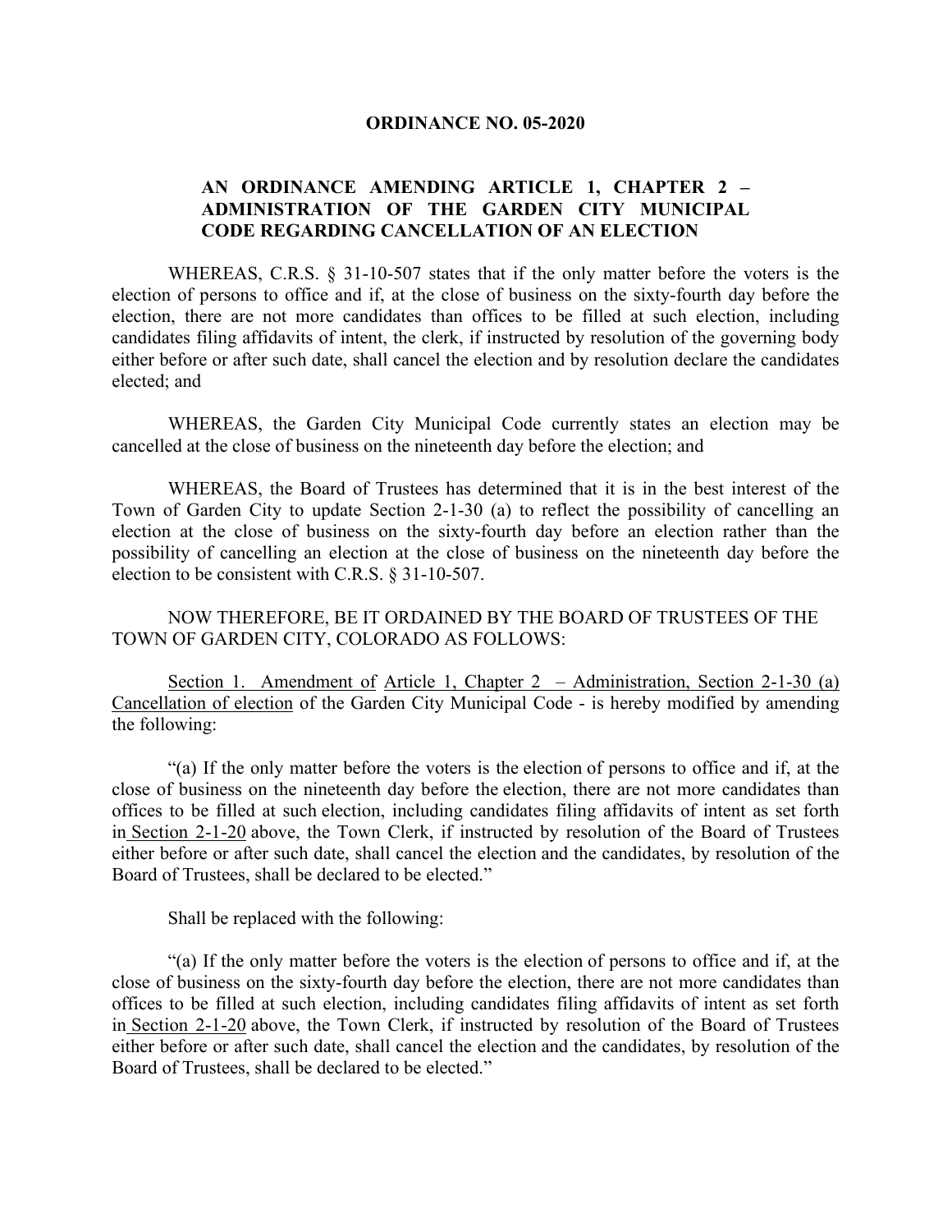**ORDINANCE NO. 05-2020**

**AN ORDINANCE AMENDING ARTICLE 1, CHAPTER 2 – ADMINISTRATION OF THE GARDEN CITY MUNICIPAL CODE REGARDING CANCELLATION OF AN ELECTION**

WHEREAS, C.R.S. § 31-10-507 states that if the only matter before the voters is the election of persons to office and if, at the close of business on the sixty-fourth day before the election, there are not more candidates than offices to be filled at such election, including candidates filing affidavits of intent, the clerk, if instructed by resolution of the governing body either before or after such date, shall cancel the election and by resolution declare the candidates elected; and

WHEREAS, the Garden City Municipal Code currently states an election may be cancelled at the close of business on the nineteenth day before the election; and

WHEREAS, the Board of Trustees has determined that it is in the best interest of the Town of Garden City to update Section 2-1-30 (a) to reflect the possibility of cancelling an election at the close of business on the sixty-fourth day before an election rather than the possibility of cancelling an election at the close of business on the nineteenth day before the election to be consistent with C.R.S. § 31-10-507.

NOW THEREFORE, BE IT ORDAINED BY THE BOARD OF TRUSTEES OF THE TOWN OF GARDEN CITY, COLORADO AS FOLLOWS:

Section 1. Amendment of Article 1, Chapter 2 – Administration, Section 2-1-30 (a) Cancellation of election of the Garden City Municipal Code - is hereby modified by amending the following:

"(a) If the only matter before the voters is the election of persons to office and if, at the close of business on the nineteenth day before the election, there are not more candidates than offices to be filled at such election, including candidates filing affidavits of intent as set forth in Section 2-1-20 above, the Town Clerk, if instructed by resolution of the Board of Trustees either before or after such date, shall cancel the election and the candidates, by resolution of the Board of Trustees, shall be declared to be elected."

Shall be replaced with the following:

"(a) If the only matter before the voters is the election of persons to office and if, at the close of business on the sixty-fourth day before the election, there are not more candidates than offices to be filled at such election, including candidates filing affidavits of intent as set forth in Section 2-1-20 above, the Town Clerk, if instructed by resolution of the Board of Trustees either before or after such date, shall cancel the election and the candidates, by resolution of the Board of Trustees, shall be declared to be elected."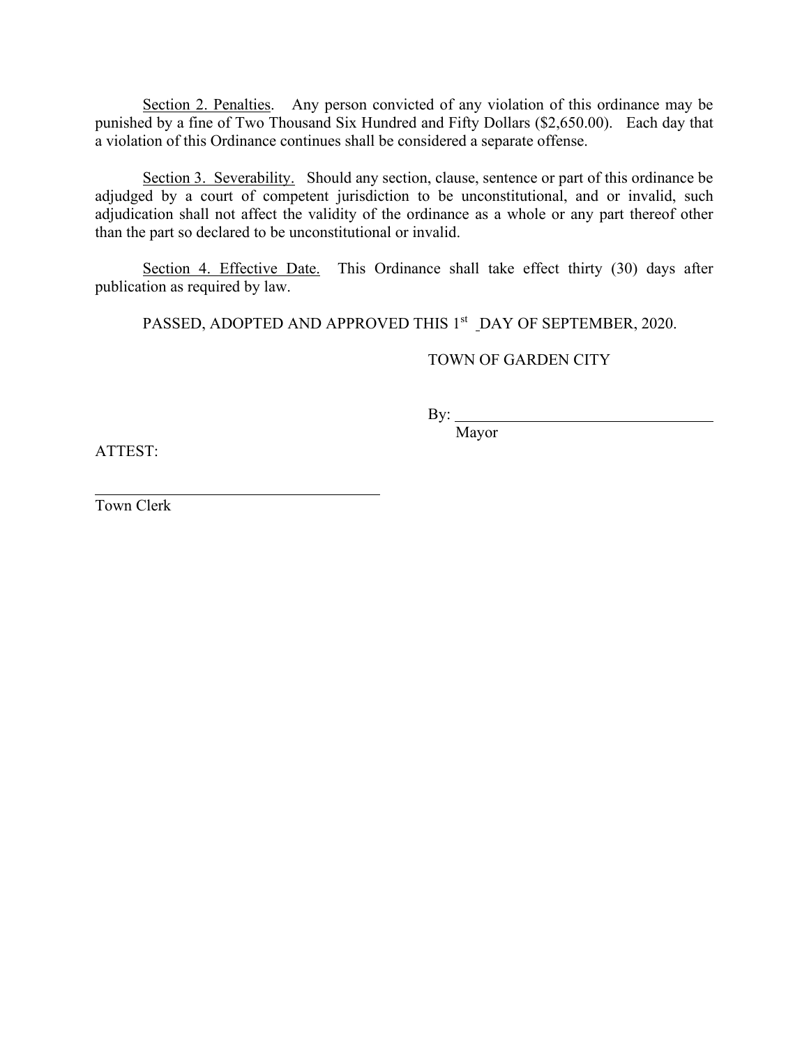Section 2. Penalties. Any person convicted of any violation of this ordinance may be punished by a fine of Two Thousand Six Hundred and Fifty Dollars ($2,650.00). Each day that a violation of this Ordinance continues shall be considered a separate offense.

Section 3. Severability. Should any section, clause, sentence or part of this ordinance be adjudged by a court of competent jurisdiction to be unconstitutional, and or invalid, such adjudication shall not affect the validity of the ordinance as a whole or any part thereof other than the part so declared to be unconstitutional or invalid.

Section 4. Effective Date. This Ordinance shall take effect thirty (30) days after publication as required by law.

PASSED, ADOPTED AND APPROVED THIS 1st DAY OF SEPTEMBER, 2020.

TOWN OF GARDEN CITY

By: ________________________________
Mayor

ATTEST:

________________________________
Town Clerk